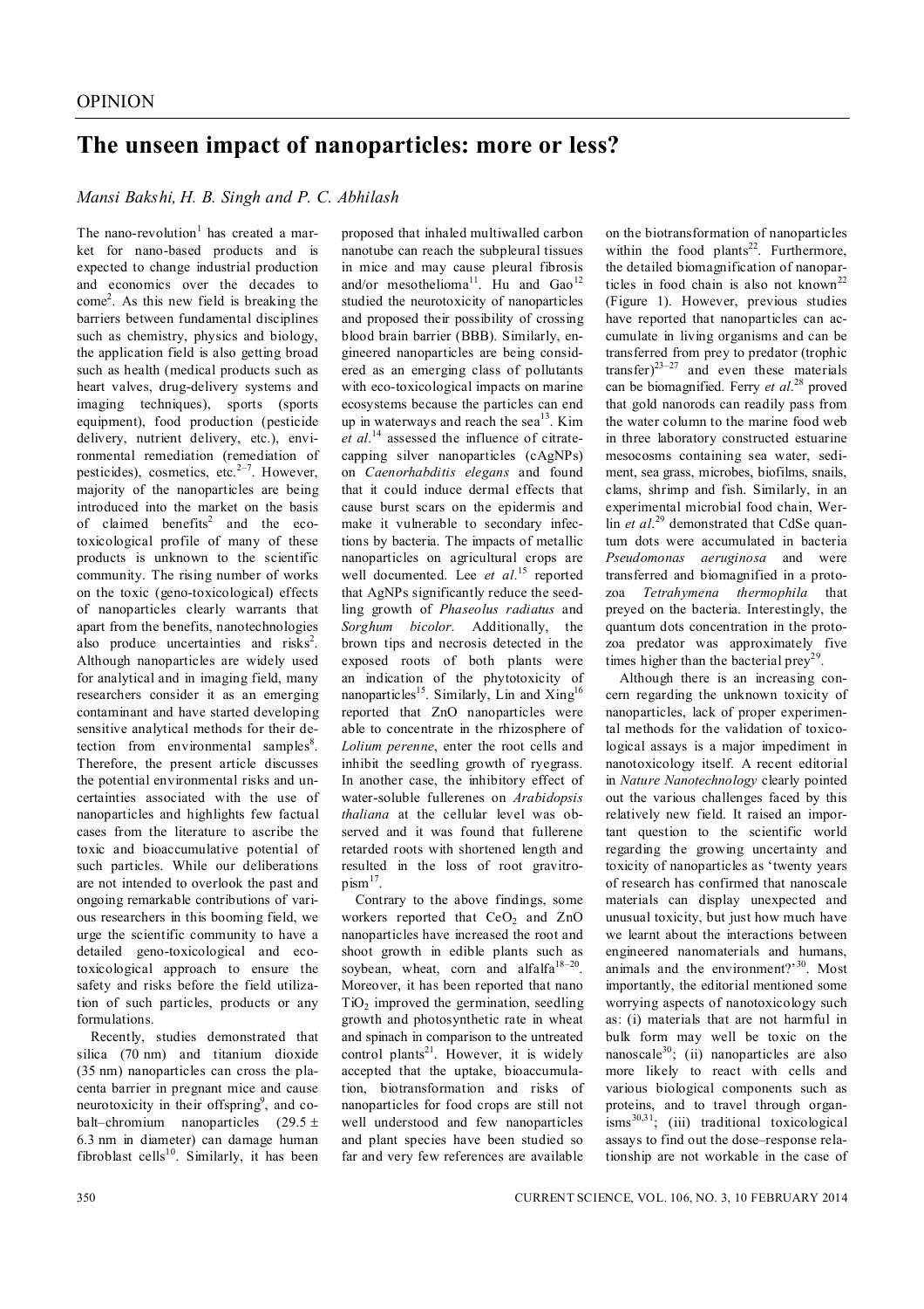OPINION

# The unseen impact of nanoparticles: more or less?

*Mansi Bakshi, H. B. Singh and P. C. Abhilash*

The nano-revolution[1] has created a market for nano-based products and is expected to change industrial production and economics over the decades to come[2]. As this new field is breaking the barriers between fundamental disciplines such as chemistry, physics and biology, the application field is also getting broad such as health (medical products such as heart valves, drug-delivery systems and imaging techniques), sports (sports equipment), food production (pesticide delivery, nutrient delivery, etc.), environmental remediation (remediation of pesticides), cosmetics, etc.[2–7]. However, majority of the nanoparticles are being introduced into the market on the basis of claimed benefits[2] and the ecotoxicological profile of many of these products is unknown to the scientific community. The rising number of works on the toxic (geno-toxicological) effects of nanoparticles clearly warrants that apart from the benefits, nanotechnologies also produce uncertainties and risks[2]. Although nanoparticles are widely used for analytical and in imaging field, many researchers consider it as an emerging contaminant and have started developing sensitive analytical methods for their detection from environmental samples[8]. Therefore, the present article discusses the potential environmental risks and uncertainties associated with the use of nanoparticles and highlights few factual cases from the literature to ascribe the toxic and bioaccumulative potential of such particles. While our deliberations are not intended to overlook the past and ongoing remarkable contributions of various researchers in this booming field, we urge the scientific community to have a detailed geno-toxicological and ecotoxicological approach to ensure the safety and risks before the field utilization of such particles, products or any formulations.

Recently, studies demonstrated that silica (70 nm) and titanium dioxide (35 nm) nanoparticles can cross the placenta barrier in pregnant mice and cause neurotoxicity in their offspring[9], and cobalt–chromium nanoparticles ($29.5 \pm 6.3$ nm in diameter) can damage human fibroblast cells[10]. Similarly, it has been proposed that inhaled multiwalled carbon nanotube can reach the subpleural tissues in mice and may cause pleural fibrosis and/or mesothelioma[11]. Hu and Gao[12] studied the neurotoxicity of nanoparticles and proposed their possibility of crossing blood brain barrier (BBB). Similarly, engineered nanoparticles are being considered as an emerging class of pollutants with eco-toxicological impacts on marine ecosystems because the particles can end up in waterways and reach the sea[13]. Kim *et al.*[14] assessed the influence of citrate-capping silver nanoparticles (cAgNPs) on *Caenorhabditis elegans* and found that it could induce dermal effects that cause burst scars on the epidermis and make it vulnerable to secondary infections by bacteria. The impacts of metallic nanoparticles on agricultural crops are well documented. Lee *et al.*[15] reported that AgNPs significantly reduce the seedling growth of *Phaseolus radiatus* and *Sorghum bicolor*. Additionally, the brown tips and necrosis detected in the exposed roots of both plants were an indication of the phytotoxicity of nanoparticles[15]. Similarly, Lin and Xing[16] reported that ZnO nanoparticles were able to concentrate in the rhizosphere of *Lolium perenne*, enter the root cells and inhibit the seedling growth of ryegrass. In another case, the inhibitory effect of water-soluble fullerenes on *Arabidopsis thaliana* at the cellular level was observed and it was found that fullerene retarded roots with shortened length and resulted in the loss of root gravitropism[17].

Contrary to the above findings, some workers reported that $CeO_2$ and ZnO nanoparticles have increased the root and shoot growth in edible plants such as soybean, wheat, corn and alfalfa[18–20]. Moreover, it has been reported that nano $TiO_2$ improved the germination, seedling growth and photosynthetic rate in wheat and spinach in comparison to the untreated control plants[21]. However, it is widely accepted that the uptake, bioaccumulation, biotransformation and risks of nanoparticles for food crops are still not well understood and few nanoparticles and plant species have been studied so far and very few references are available on the biotransformation of nanoparticles within the food plants[22]. Furthermore, the detailed biomagnification of nanoparticles in food chain is also not known[22] (Figure 1). However, previous studies have reported that nanoparticles can accumulate in living organisms and can be transferred from prey to predator (trophic transfer)[23–27] and even these materials can be biomagnified. Ferry *et al.*[28] proved that gold nanorods can readily pass from the water column to the marine food web in three laboratory constructed estuarine mesocosms containing sea water, sediment, sea grass, microbes, biofilms, snails, clams, shrimp and fish. Similarly, in an experimental microbial food chain, Werlin *et al.*[29] demonstrated that CdSe quantum dots were accumulated in bacteria *Pseudomonas aeruginosa* and were transferred and biomagnified in a protozoa *Tetrahymena thermophila* that preyed on the bacteria. Interestingly, the quantum dots concentration in the protozoa predator was approximately five times higher than the bacterial prey[29].

Although there is an increasing concern regarding the unknown toxicity of nanoparticles, lack of proper experimental methods for the validation of toxicological assays is a major impediment in nanotoxicology itself. A recent editorial in *Nature Nanotechnology* clearly pointed out the various challenges faced by this relatively new field. It raised an important question to the scientific world regarding the growing uncertainty and toxicity of nanoparticles as 'twenty years of research has confirmed that nanoscale materials can display unexpected and unusual toxicity, but just how much have we learnt about the interactions between engineered nanomaterials and humans, animals and the environment?'[30]. Most importantly, the editorial mentioned some worrying aspects of nanotoxicology such as: (i) materials that are not harmful in bulk form may well be toxic on the nanoscale[30]; (ii) nanoparticles are also more likely to react with cells and various biological components such as proteins, and to travel through organisms[30,31]; (iii) traditional toxicological assays to find out the dose–response relationship are not workable in the case of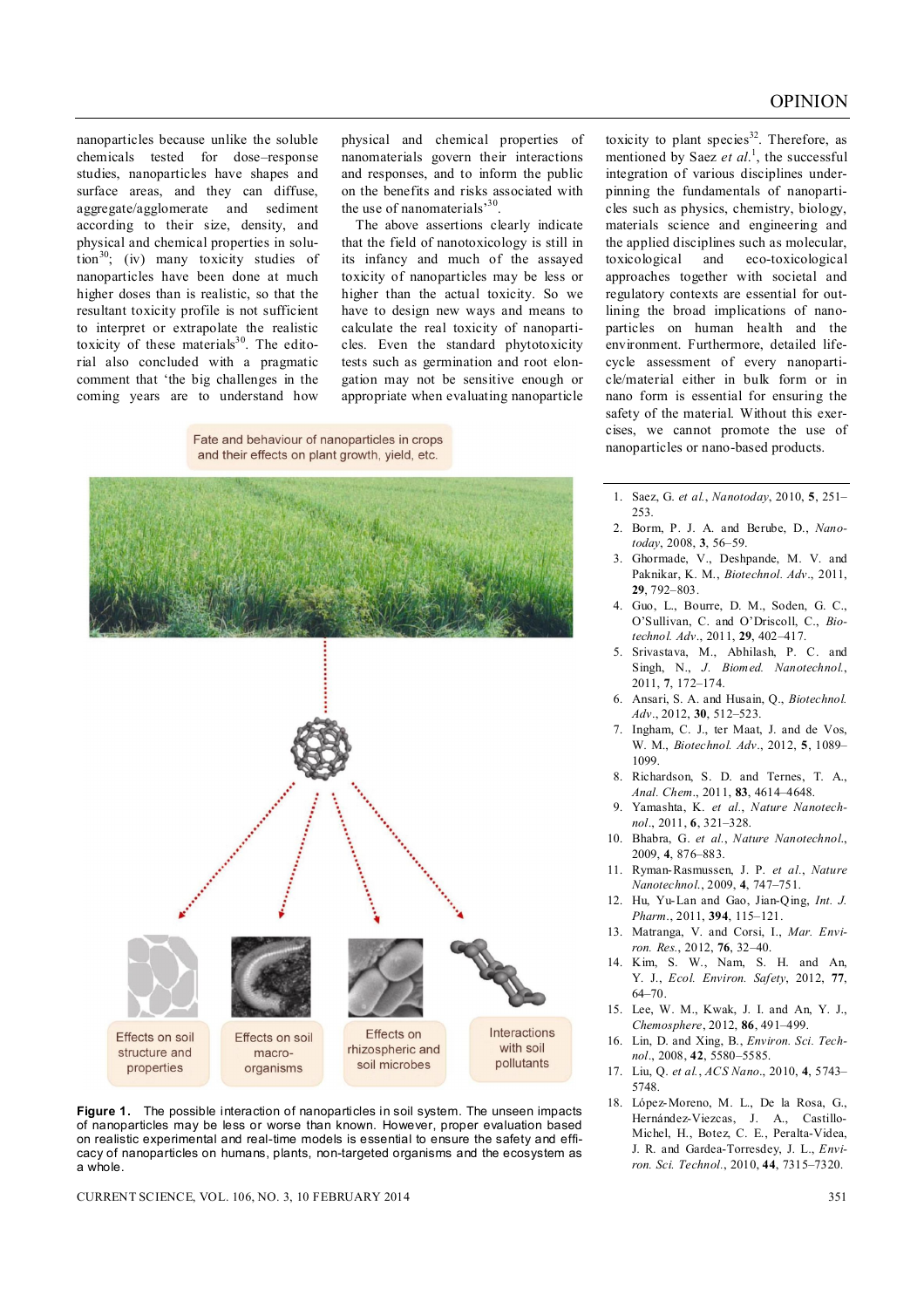nanoparticles because unlike the soluble chemicals tested for dose–response studies, nanoparticles have shapes and surface areas, and they can diffuse, aggregate/agglomerate and sediment according to their size, density, and physical and chemical properties in solution[30]; (iv) many toxicity studies of nanoparticles have been done at much higher doses than is realistic, so that the resultant toxicity profile is not sufficient to interpret or extrapolate the realistic toxicity of these materials[30]. The editorial also concluded with a pragmatic comment that 'the big challenges in the coming years are to understand how physical and chemical properties of nanomaterials govern their interactions and responses, and to inform the public on the benefits and risks associated with the use of nanomaterials'[30].

The above assertions clearly indicate that the field of nanotoxicology is still in its infancy and much of the assayed toxicity of nanoparticles may be less or higher than the actual toxicity. So we have to design new ways and means to calculate the real toxicity of nanoparticles. Even the standard phytotoxicity tests such as germination and root elongation may not be sensitive enough or appropriate when evaluating nanoparticle toxicity to plant species[32]. Therefore, as mentioned by Saez *et al.*[1], the successful integration of various disciplines underpinning the fundamentals of nanoparticles such as physics, chemistry, biology, materials science and engineering and the applied disciplines such as molecular, toxicological and eco-toxicological approaches together with societal and regulatory contexts are essential for outlining the broad implications of nanoparticles on human health and the environment. Furthermore, detailed life-cycle assessment of every nanoparticle/material either in bulk form or in nano form is essential for ensuring the safety of the material. Without this exercises, we cannot promote the use of nanoparticles or nano-based products.

**Figure 1.** The possible interaction of nanoparticles in soil system. The unseen impacts of nanoparticles may be less or worse than known. However, proper evaluation based on realistic experimental and real-time models is essential to ensure the safety and efficacy of nanoparticles on humans, plants, non-targeted organisms and the ecosystem as a whole.

1. Saez, G. *et al.*, *Nanotoday*, 2010, **5**, 251–253.
2. Borm, P. J. A. and Berube, D., *Nanotoday*, 2008, **3**, 56–59.
3. Ghormade, V., Deshpande, M. V. and Paknikar, K. M., *Biotechnol. Adv*., 2011, **29**, 792–803.
4. Guo, L., Bourre, D. M., Soden, G. C., O'Sullivan, C. and O'Driscoll, C., *Biotechnol. Adv*., 2011, **29**, 402–417.
5. Srivastava, M., Abhilash, P. C. and Singh, N., *J. Biomed. Nanotechnol*., 2011, **7**, 172–174.
6. Ansari, S. A. and Husain, Q., *Biotechnol. Adv*., 2012, **30**, 512–523.
7. Ingham, C. J., ter Maat, J. and de Vos, W. M., *Biotechnol. Adv*., 2012, **5**, 1089–1099.
8. Richardson, S. D. and Ternes, T. A., *Anal. Chem*., 2011, **83**, 4614–4648.
9. Yamashta, K. *et al.*, *Nature Nanotechnol*., 2011, **6**, 321–328.
10. Bhabra, G. *et al.*, *Nature Nanotechnol*., 2009, **4**, 876–883.
11. Ryman-Rasmussen, J. P. *et al.*, *Nature Nanotechnol*., 2009, **4**, 747–751.
12. Hu, Yu-Lan and Gao, Jian-Qing, *Int. J. Pharm*., 2011, **394**, 115–121.
13. Matranga, V. and Corsi, I., *Mar. Environ. Res*., 2012, **76**, 32–40.
14. Kim, S. W., Nam, S. H. and An, Y. J., *Ecol. Environ. Safety*, 2012, **77**, 64–70.
15. Lee, W. M., Kwak, J. I. and An, Y. J., *Chemosphere*, 2012, **86**, 491–499.
16. Lin, D. and Xing, B., *Environ. Sci. Technol*., 2008, **42**, 5580–5585.
17. Liu, Q. *et al.*, *ACS Nano*., 2010, **4**, 5743–5748.
18. López-Moreno, M. L., De la Rosa, G., Hernández-Viezcas, J. A., Castillo-Michel, H., Botez, C. E., Peralta-Videa, J. R. and Gardea-Torresdey, J. L., *Environ. Sci. Technol*., 2010, **44**, 7315–7320.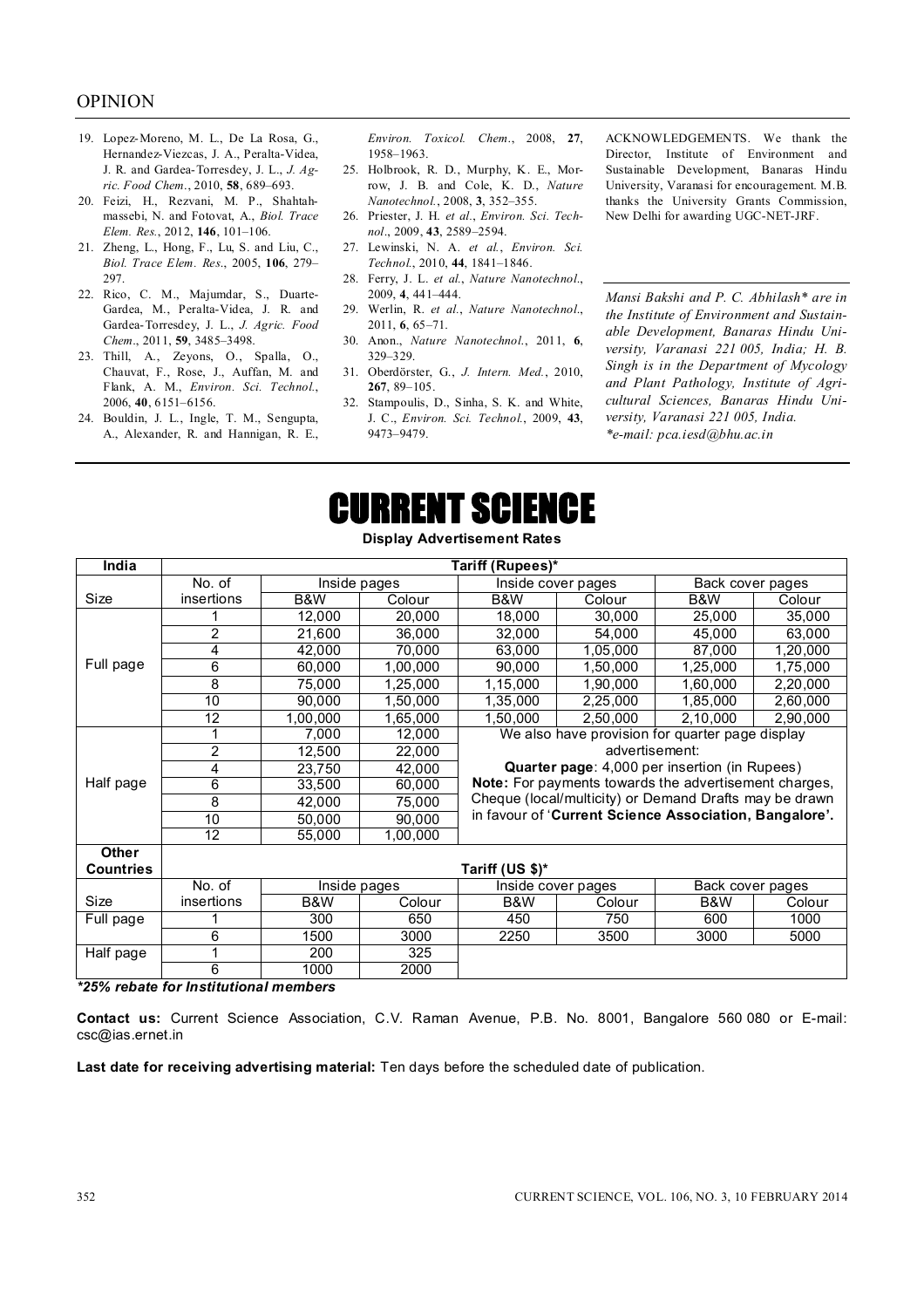19. Lopez-Moreno, M. L., De La Rosa, G., Hernandez-Viezcas, J. A., Peralta-Videa, J. R. and Gardea-Torresdey, J. L., *J. Agric. Food Chem*., 2010, **58**, 689–693.
20. Feizi, H., Rezvani, M. P., Shahtahmassebi, N. and Fotovat, A., *Biol. Trace Elem. Res.*, 2012, **146**, 101–106.
21. Zheng, L., Hong, F., Lu, S. and Liu, C., *Biol. Trace Elem. Res*., 2005, **106**, 279–297.
22. Rico, C. M., Majumdar, S., Duarte-Gardea, M., Peralta-Videa, J. R. and Gardea-Torresdey, J. L., *J. Agric. Food Chem*., 2011, **59**, 3485–3498.
23. Thill, A., Zeyons, O., Spalla, O., Chauvat, F., Rose, J., Auffan, M. and Flank, A. M., *Environ. Sci. Technol.*, 2006, **40**, 6151–6156.
24. Bouldin, J. L., Ingle, T. M., Sengupta, A., Alexander, R. and Hannigan, R. E., *Environ. Toxicol. Chem*., 2008, **27**, 1958–1963.
25. Holbrook, R. D., Murphy, K. E., Morrow, J. B. and Cole, K. D., *Nature Nanotechnol.*, 2008, **3**, 352–355.
26. Priester, J. H. *et al.*, *Environ. Sci. Technol*., 2009, **43**, 2589–2594.
27. Lewinski, N. A. *et al.*, *Environ. Sci. Technol.*, 2010, **44**, 1841–1846.
28. Ferry, J. L. *et al.*, *Nature Nanotechnol*., 2009, **4**, 441–444.
29. Werlin, R. *et al.*, *Nature Nanotechnol*., 2011, **6**, 65–71.
30. Anon., *Nature Nanotechnol.*, 2011, **6**, 329–329.
31. Oberdörster, G., *J. Intern. Med.*, 2010, **267**, 89–105.
32. Stampoulis, D., Sinha, S. K. and White, J. C., *Environ. Sci. Technol.*, 2009, **43**, 9473–9479.

ACKNOWLEDGEMENTS. We thank the Director, Institute of Environment and Sustainable Development, Banaras Hindu University, Varanasi for encouragement. M.B. thanks the University Grants Commission, New Delhi for awarding UGC-NET-JRF.

*Mansi Bakshi and P. C. Abhilash\* are in the Institute of Environment and Sustainable Development, Banaras Hindu University, Varanasi 221 005, India; H. B. Singh is in the Department of Mycology and Plant Pathology, Institute of Agricultural Sciences, Banaras Hindu University, Varanasi 221 005, India.*
*\*e-mail: pca.iesd@bhu.ac.in*

# CURRENT SCIENCE

**Display Advertisement Rates**

| **India** | **Tariff (Rupees)\*** | | | | | | |
|---|---|---|---|---|---|---|---|
| | No. of | Inside pages | | Inside cover pages | | Back cover pages | |
| Size | insertions | B&W | Colour | B&W | Colour | B&W | Colour |
| Full page | 1 | 12,000 | 20,000 | 18,000 | 30,000 | 25,000 | 35,000 |
| | 2 | 21,600 | 36,000 | 32,000 | 54,000 | 45,000 | 63,000 |
| | 4 | 42,000 | 70,000 | 63,000 | 1,05,000 | 87,000 | 1,20,000 |
| | 6 | 60,000 | 1,00,000 | 90,000 | 1,50,000 | 1,25,000 | 1,75,000 |
| | 8 | 75,000 | 1,25,000 | 1,15,000 | 1,90,000 | 1,60,000 | 2,20,000 |
| | 10 | 90,000 | 1,50,000 | 1,35,000 | 2,25,000 | 1,85,000 | 2,60,000 |
| | 12 | 1,00,000 | 1,65,000 | 1,50,000 | 2,50,000 | 2,10,000 | 2,90,000 |
| Half page | 1 | 7,000 | 12,000 | We also have provision for quarter page display advertisement: **Quarter page**: 4,000 per insertion (in Rupees) **Note:** For payments towards the advertisement charges, Cheque (local/multicity) or Demand Drafts may be drawn in favour of '**Current Science Association, Bangalore'.** | | | |
| | 2 | 12,500 | 22,000 | | | | |
| | 4 | 23,750 | 42,000 | | | | |
| | 6 | 33,500 | 60,000 | | | | |
| | 8 | 42,000 | 75,000 | | | | |
| | 10 | 50,000 | 90,000 | | | | |
| | 12 | 55,000 | 1,00,000 | | | | |
| **Other Countries** | **Tariff (US $)\*** | | | | | | |
| | No. of | Inside pages | | Inside cover pages | | Back cover pages | |
| Size | insertions | B&W | Colour | B&W | Colour | B&W | Colour |
| Full page | 1 | 300 | 650 | 450 | 750 | 600 | 1000 |
| | 6 | 1500 | 3000 | 2250 | 3500 | 3000 | 5000 |
| Half page | 1 | 200 | 325 | | | | |
| | 6 | 1000 | 2000 | | | | |

***25% rebate for Institutional members***

**Contact us:** Current Science Association, C.V. Raman Avenue, P.B. No. 8001, Bangalore 560 080 or E-mail: csc@ias.ernet.in

**Last date for receiving advertising material:** Ten days before the scheduled date of publication.